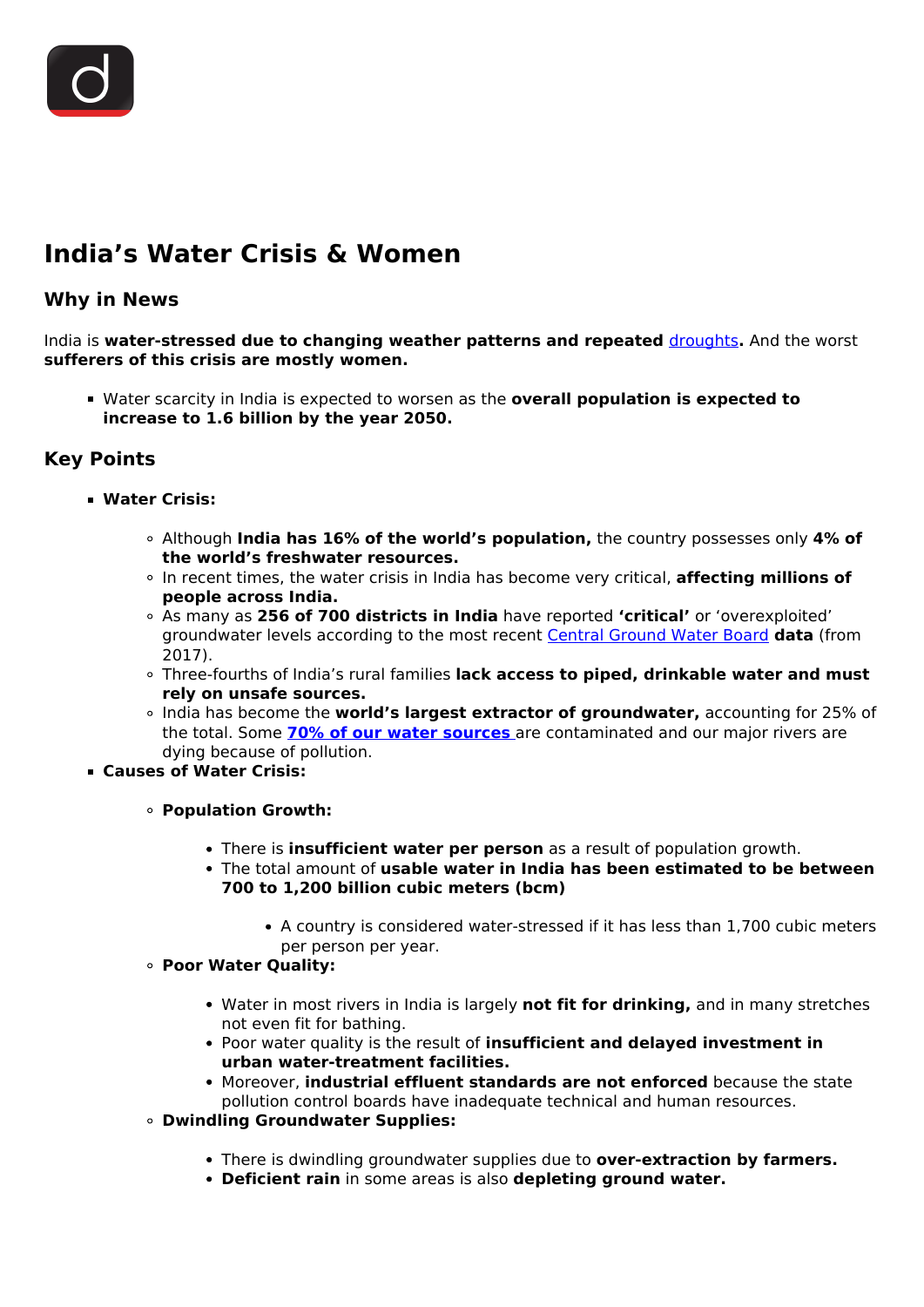# India's Water Crisis & Women

## Why in News

India is **water-stressed due to changing weather patterns and repeated droughts.** And the worst **sufferers of this crisis are mostly women.**

- Water scarcity in India is expected to worsen as the **overall population is expected to increase to 1.6 billion by the year 2050.**

## Key Points

- **Water Crisis:**
  - Although **India has 16% of the world's population,** the country possesses only **4% of the world's freshwater resources.**
  - In recent times, the water crisis in India has become very critical, **affecting millions of people across India.**
  - As many as **256 of 700 districts in India** have reported **'critical'** or 'overexploited' groundwater levels according to the most recent Central Ground Water Board **data** (from 2017).
  - Three-fourths of India's rural families **lack access to piped, drinkable water and must rely on unsafe sources.**
  - India has become the **world's largest extractor of groundwater,** accounting for 25% of the total. Some **70% of our water sources** are contaminated and our major rivers are dying because of pollution.
- **Causes of Water Crisis:**
  - **Population Growth:**
    - There is **insufficient water per person** as a result of population growth.
    - The total amount of **usable water in India has been estimated to be between 700 to 1,200 billion cubic meters (bcm)**
      - A country is considered water-stressed if it has less than 1,700 cubic meters per person per year.
  - **Poor Water Quality:**
    - Water in most rivers in India is largely **not fit for drinking,** and in many stretches not even fit for bathing.
    - Poor water quality is the result of **insufficient and delayed investment in urban water-treatment facilities.**
    - Moreover, **industrial effluent standards are not enforced** because the state pollution control boards have inadequate technical and human resources.
  - **Dwindling Groundwater Supplies:**
    - There is dwindling groundwater supplies due to **over-extraction by farmers.**
    - **Deficient rain** in some areas is also **depleting ground water.**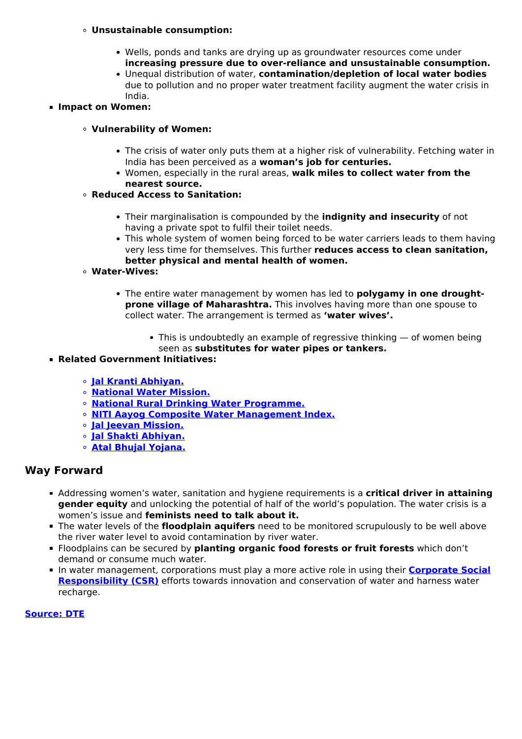- **Unsustainable consumption:**
    - Wells, ponds and tanks are drying up as groundwater resources come under **increasing pressure due to over-reliance and unsustainable consumption.**
    - Unequal distribution of water, **contamination/depletion of local water bodies** due to pollution and no proper water treatment facility augment the water crisis in India.
- **Impact on Women:**
    - **Vulnerability of Women:**
        - The crisis of water only puts them at a higher risk of vulnerability. Fetching water in India has been perceived as a **woman's job for centuries.**
        - Women, especially in the rural areas, **walk miles to collect water from the nearest source.**
    - **Reduced Access to Sanitation:**
        - Their marginalisation is compounded by the **indignity and insecurity** of not having a private spot to fulfil their toilet needs.
        - This whole system of women being forced to be water carriers leads to them having very less time for themselves. This further **reduces access to clean sanitation, better physical and mental health of women.**
    - **Water-Wives:**
        - The entire water management by women has led to **polygamy in one drought-prone village of Maharashtra.** This involves having more than one spouse to collect water. The arrangement is termed as **'water wives'.**
            - This is undoubtedly an example of regressive thinking — of women being seen as **substitutes for water pipes or tankers.**
- **Related Government Initiatives:**
    - **Jal Kranti Abhiyan.**
    - **National Water Mission.**
    - **National Rural Drinking Water Programme.**
    - **NITI Aayog Composite Water Management Index.**
    - **Jal Jeevan Mission.**
    - **Jal Shakti Abhiyan.**
    - **Atal Bhujal Yojana.**

## Way Forward

- Addressing women's water, sanitation and hygiene requirements is a **critical driver in attaining gender equity** and unlocking the potential of half of the world's population. The water crisis is a women's issue and **feminists need to talk about it.**
- The water levels of the **floodplain aquifers** need to be monitored scrupulously to be well above the river water level to avoid contamination by river water.
- Floodplains can be secured by **planting organic food forests or fruit forests** which don't demand or consume much water.
- In water management, corporations must play a more active role in using their **Corporate Social Responsibility (CSR)** efforts towards innovation and conservation of water and harness water recharge.

**Source: DTE**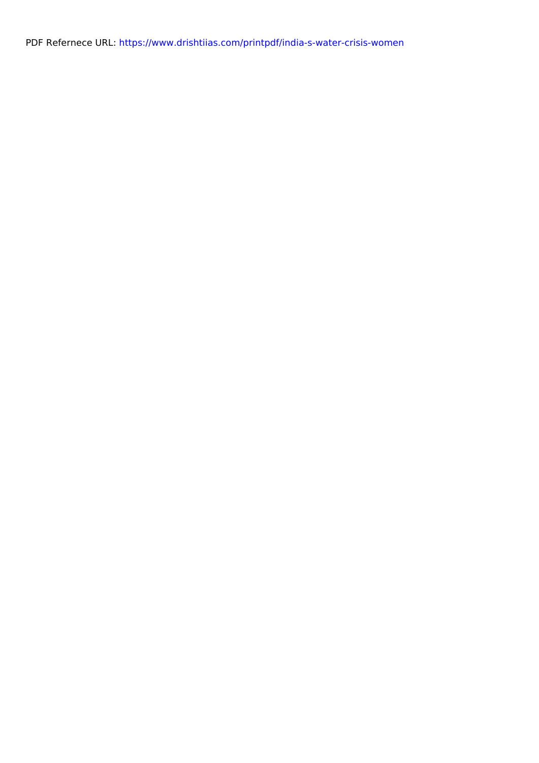PDF Refernece URL: https://www.drishtiias.com/printpdf/india-s-water-crisis-women